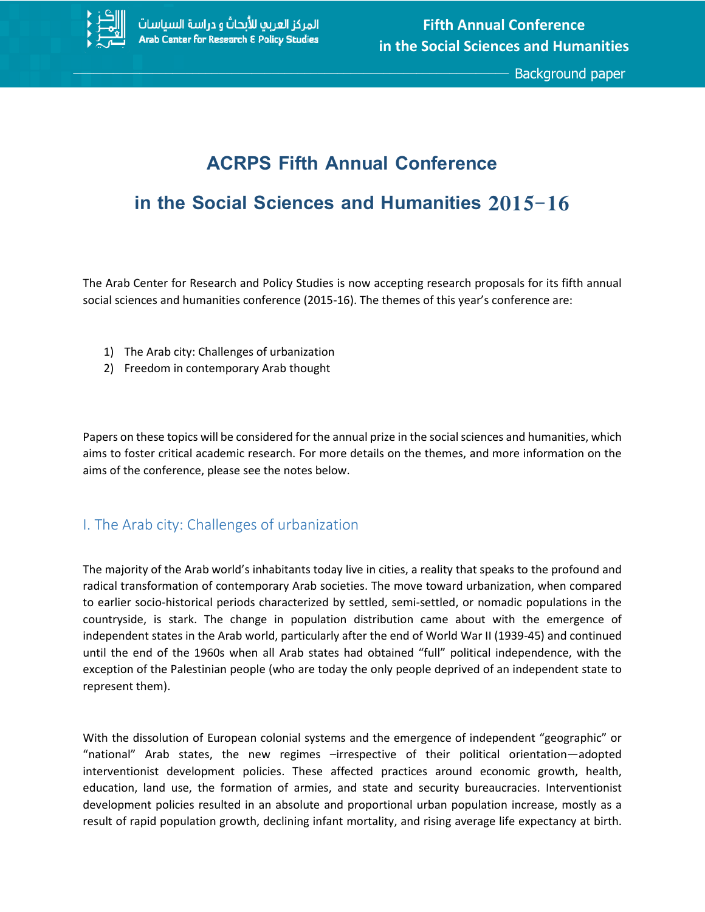# ACRPS Fifth Annual Conference in the Social Sciences and Humanities 2015-16

The Arab Center for Research and Policy Studies is now accepting research proposals for its fifth annual social sciences and humanities conference (2015-16). The themes of this year's conference are:

1) The Arab city: Challenges of urbanization
2) Freedom in contemporary Arab thought

Papers on these topics will be considered for the annual prize in the social sciences and humanities, which aims to foster critical academic research. For more details on the themes, and more information on the aims of the conference, please see the notes below.

## I. The Arab city: Challenges of urbanization

The majority of the Arab world's inhabitants today live in cities, a reality that speaks to the profound and radical transformation of contemporary Arab societies. The move toward urbanization, when compared to earlier socio-historical periods characterized by settled, semi-settled, or nomadic populations in the countryside, is stark. The change in population distribution came about with the emergence of independent states in the Arab world, particularly after the end of World War II (1939-45) and continued until the end of the 1960s when all Arab states had obtained "full" political independence, with the exception of the Palestinian people (who are today the only people deprived of an independent state to represent them).

With the dissolution of European colonial systems and the emergence of independent "geographic" or "national" Arab states, the new regimes –irrespective of their political orientation—adopted interventionist development policies. These affected practices around economic growth, health, education, land use, the formation of armies, and state and security bureaucracies. Interventionist development policies resulted in an absolute and proportional urban population increase, mostly as a result of rapid population growth, declining infant mortality, and rising average life expectancy at birth.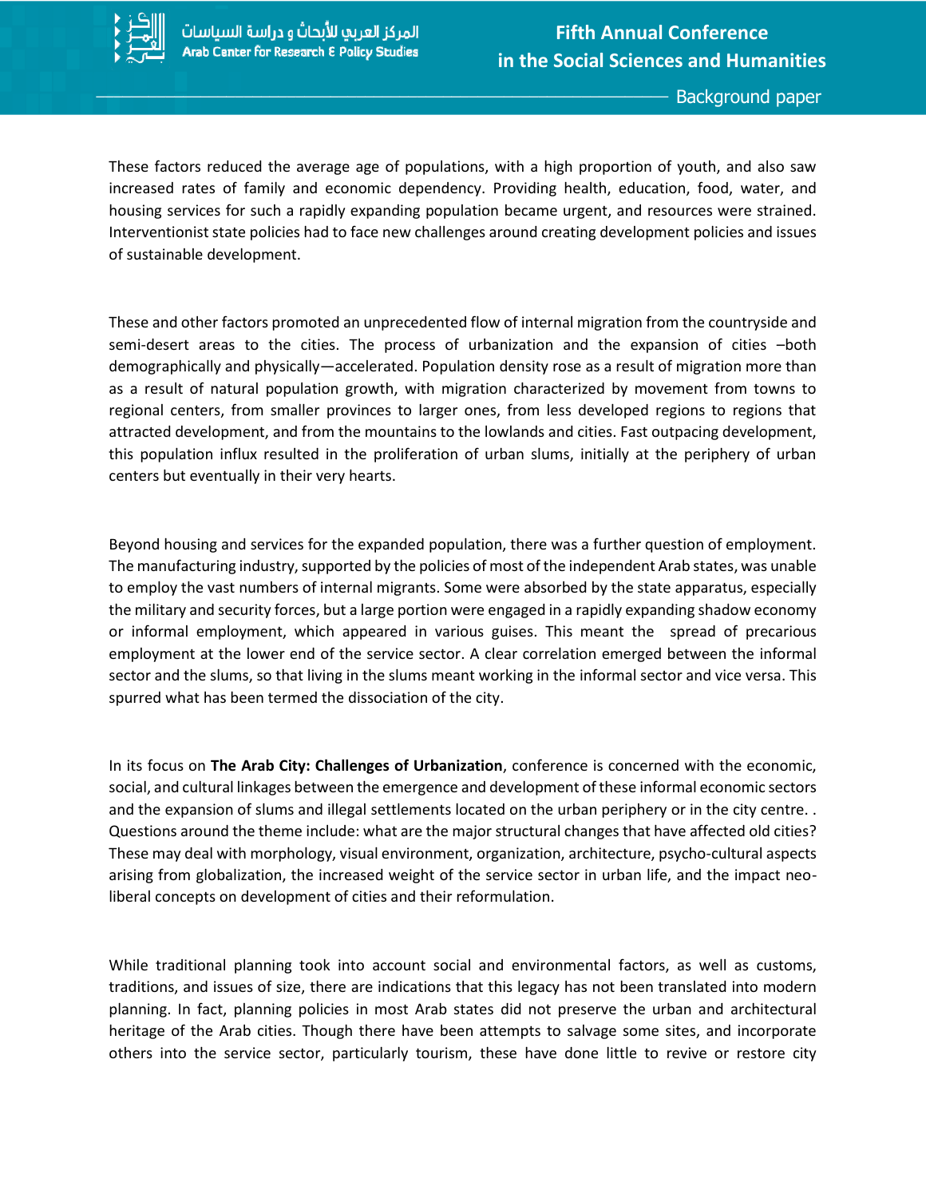These factors reduced the average age of populations, with a high proportion of youth, and also saw increased rates of family and economic dependency. Providing health, education, food, water, and housing services for such a rapidly expanding population became urgent, and resources were strained. Interventionist state policies had to face new challenges around creating development policies and issues of sustainable development.

These and other factors promoted an unprecedented flow of internal migration from the countryside and semi-desert areas to the cities. The process of urbanization and the expansion of cities –both demographically and physically—accelerated. Population density rose as a result of migration more than as a result of natural population growth, with migration characterized by movement from towns to regional centers, from smaller provinces to larger ones, from less developed regions to regions that attracted development, and from the mountains to the lowlands and cities. Fast outpacing development, this population influx resulted in the proliferation of urban slums, initially at the periphery of urban centers but eventually in their very hearts.

Beyond housing and services for the expanded population, there was a further question of employment. The manufacturing industry, supported by the policies of most of the independent Arab states, was unable to employ the vast numbers of internal migrants. Some were absorbed by the state apparatus, especially the military and security forces, but a large portion were engaged in a rapidly expanding shadow economy or informal employment, which appeared in various guises. This meant the spread of precarious employment at the lower end of the service sector. A clear correlation emerged between the informal sector and the slums, so that living in the slums meant working in the informal sector and vice versa. This spurred what has been termed the dissociation of the city.

In its focus on **The Arab City: Challenges of Urbanization**, conference is concerned with the economic, social, and cultural linkages between the emergence and development of these informal economic sectors and the expansion of slums and illegal settlements located on the urban periphery or in the city centre. . Questions around the theme include: what are the major structural changes that have affected old cities? These may deal with morphology, visual environment, organization, architecture, psycho-cultural aspects arising from globalization, the increased weight of the service sector in urban life, and the impact neo-liberal concepts on development of cities and their reformulation.

While traditional planning took into account social and environmental factors, as well as customs, traditions, and issues of size, there are indications that this legacy has not been translated into modern planning. In fact, planning policies in most Arab states did not preserve the urban and architectural heritage of the Arab cities. Though there have been attempts to salvage some sites, and incorporate others into the service sector, particularly tourism, these have done little to revive or restore city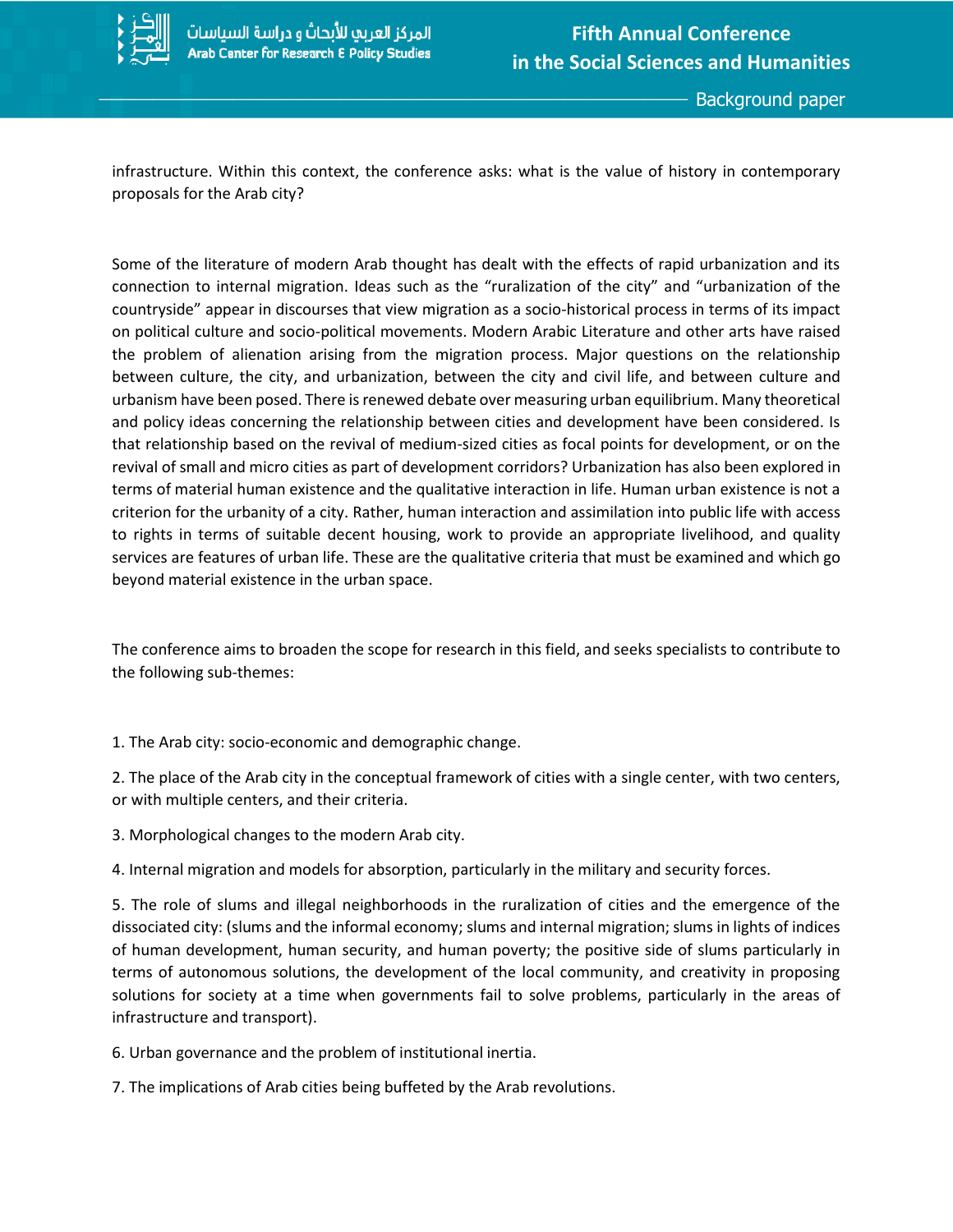infrastructure. Within this context, the conference asks: what is the value of history in contemporary proposals for the Arab city?

Some of the literature of modern Arab thought has dealt with the effects of rapid urbanization and its connection to internal migration. Ideas such as the “ruralization of the city” and “urbanization of the countryside” appear in discourses that view migration as a socio-historical process in terms of its impact on political culture and socio-political movements. Modern Arabic Literature and other arts have raised the problem of alienation arising from the migration process. Major questions on the relationship between culture, the city, and urbanization, between the city and civil life, and between culture and urbanism have been posed. There is renewed debate over measuring urban equilibrium. Many theoretical and policy ideas concerning the relationship between cities and development have been considered. Is that relationship based on the revival of medium-sized cities as focal points for development, or on the revival of small and micro cities as part of development corridors? Urbanization has also been explored in terms of material human existence and the qualitative interaction in life. Human urban existence is not a criterion for the urbanity of a city. Rather, human interaction and assimilation into public life with access to rights in terms of suitable decent housing, work to provide an appropriate livelihood, and quality services are features of urban life. These are the qualitative criteria that must be examined and which go beyond material existence in the urban space.

The conference aims to broaden the scope for research in this field, and seeks specialists to contribute to the following sub-themes:

1. The Arab city: socio-economic and demographic change.
2. The place of the Arab city in the conceptual framework of cities with a single center, with two centers, or with multiple centers, and their criteria.
3. Morphological changes to the modern Arab city.
4. Internal migration and models for absorption, particularly in the military and security forces.
5. The role of slums and illegal neighborhoods in the ruralization of cities and the emergence of the dissociated city: (slums and the informal economy; slums and internal migration; slums in lights of indices of human development, human security, and human poverty; the positive side of slums particularly in terms of autonomous solutions, the development of the local community, and creativity in proposing solutions for society at a time when governments fail to solve problems, particularly in the areas of infrastructure and transport).
6. Urban governance and the problem of institutional inertia.
7. The implications of Arab cities being buffeted by the Arab revolutions.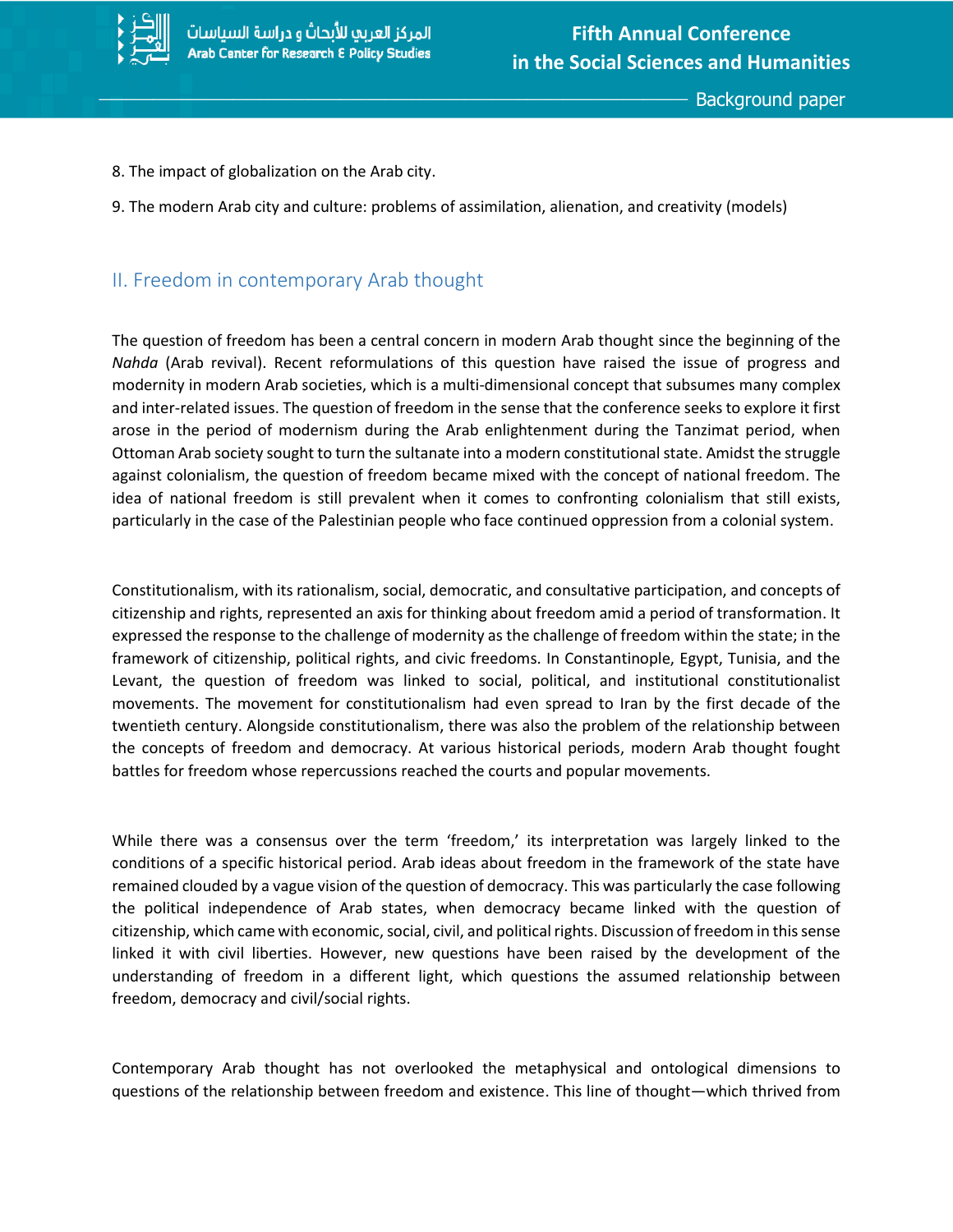8. The impact of globalization on the Arab city.

9. The modern Arab city and culture: problems of assimilation, alienation, and creativity (models)

## II. Freedom in contemporary Arab thought

The question of freedom has been a central concern in modern Arab thought since the beginning of the *Nahda* (Arab revival). Recent reformulations of this question have raised the issue of progress and modernity in modern Arab societies, which is a multi-dimensional concept that subsumes many complex and inter-related issues. The question of freedom in the sense that the conference seeks to explore it first arose in the period of modernism during the Arab enlightenment during the Tanzimat period, when Ottoman Arab society sought to turn the sultanate into a modern constitutional state. Amidst the struggle against colonialism, the question of freedom became mixed with the concept of national freedom. The idea of national freedom is still prevalent when it comes to confronting colonialism that still exists, particularly in the case of the Palestinian people who face continued oppression from a colonial system.

Constitutionalism, with its rationalism, social, democratic, and consultative participation, and concepts of citizenship and rights, represented an axis for thinking about freedom amid a period of transformation. It expressed the response to the challenge of modernity as the challenge of freedom within the state; in the framework of citizenship, political rights, and civic freedoms. In Constantinople, Egypt, Tunisia, and the Levant, the question of freedom was linked to social, political, and institutional constitutionalist movements. The movement for constitutionalism had even spread to Iran by the first decade of the twentieth century. Alongside constitutionalism, there was also the problem of the relationship between the concepts of freedom and democracy. At various historical periods, modern Arab thought fought battles for freedom whose repercussions reached the courts and popular movements.

While there was a consensus over the term 'freedom,' its interpretation was largely linked to the conditions of a specific historical period. Arab ideas about freedom in the framework of the state have remained clouded by a vague vision of the question of democracy. This was particularly the case following the political independence of Arab states, when democracy became linked with the question of citizenship, which came with economic, social, civil, and political rights. Discussion of freedom in this sense linked it with civil liberties. However, new questions have been raised by the development of the understanding of freedom in a different light, which questions the assumed relationship between freedom, democracy and civil/social rights.

Contemporary Arab thought has not overlooked the metaphysical and ontological dimensions to questions of the relationship between freedom and existence. This line of thought—which thrived from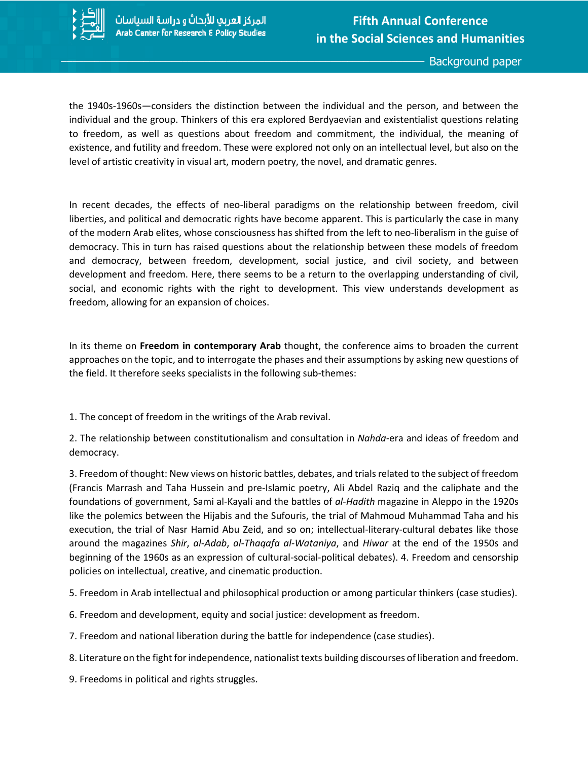the 1940s-1960s—considers the distinction between the individual and the person, and between the individual and the group. Thinkers of this era explored Berdyaevian and existentialist questions relating to freedom, as well as questions about freedom and commitment, the individual, the meaning of existence, and futility and freedom. These were explored not only on an intellectual level, but also on the level of artistic creativity in visual art, modern poetry, the novel, and dramatic genres.

In recent decades, the effects of neo-liberal paradigms on the relationship between freedom, civil liberties, and political and democratic rights have become apparent. This is particularly the case in many of the modern Arab elites, whose consciousness has shifted from the left to neo-liberalism in the guise of democracy. This in turn has raised questions about the relationship between these models of freedom and democracy, between freedom, development, social justice, and civil society, and between development and freedom. Here, there seems to be a return to the overlapping understanding of civil, social, and economic rights with the right to development. This view understands development as freedom, allowing for an expansion of choices.

In its theme on **Freedom in contemporary Arab** thought, the conference aims to broaden the current approaches on the topic, and to interrogate the phases and their assumptions by asking new questions of the field. It therefore seeks specialists in the following sub-themes:

1. The concept of freedom in the writings of the Arab revival.

2. The relationship between constitutionalism and consultation in *Nahda*-era and ideas of freedom and democracy.

3. Freedom of thought: New views on historic battles, debates, and trials related to the subject of freedom (Francis Marrash and Taha Hussein and pre-Islamic poetry, Ali Abdel Raziq and the caliphate and the foundations of government, Sami al-Kayali and the battles of *al-Hadith* magazine in Aleppo in the 1920s like the polemics between the Hijabis and the Sufouris, the trial of Mahmoud Muhammad Taha and his execution, the trial of Nasr Hamid Abu Zeid, and so on; intellectual-literary-cultural debates like those around the magazines *Shir*, *al-Adab*, *al-Thaqafa al-Wataniya*, and *Hiwar* at the end of the 1950s and beginning of the 1960s as an expression of cultural-social-political debates). 4. Freedom and censorship policies on intellectual, creative, and cinematic production.

5. Freedom in Arab intellectual and philosophical production or among particular thinkers (case studies).

6. Freedom and development, equity and social justice: development as freedom.

7. Freedom and national liberation during the battle for independence (case studies).

8. Literature on the fight for independence, nationalist texts building discourses of liberation and freedom.

9. Freedoms in political and rights struggles.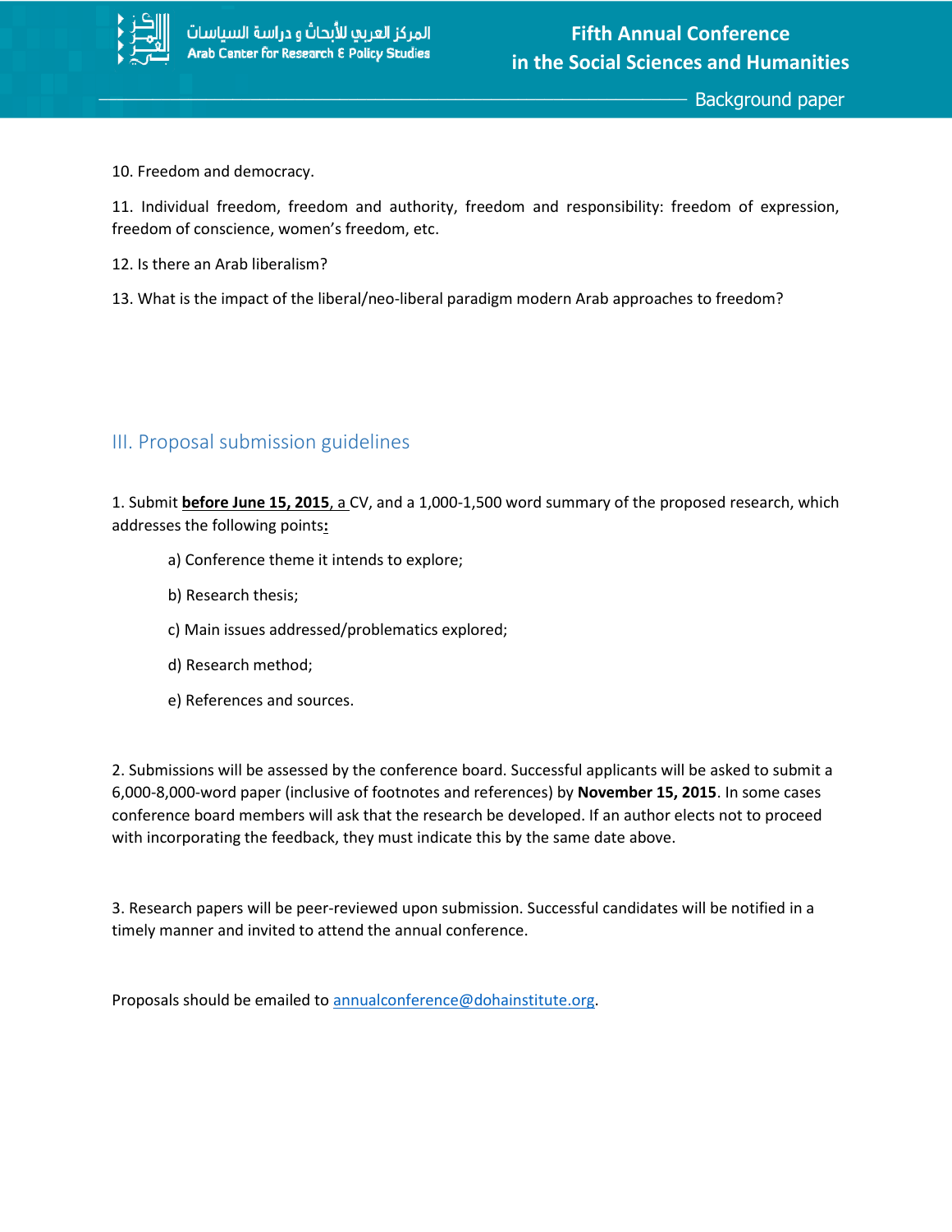10. Freedom and democracy.

11. Individual freedom, freedom and authority, freedom and responsibility: freedom of expression, freedom of conscience, women's freedom, etc.

12. Is there an Arab liberalism?

13. What is the impact of the liberal/neo-liberal paradigm modern Arab approaches to freedom?

## III. Proposal submission guidelines

1. Submit **before June 15, 2015**, a CV, and a 1,000-1,500 word summary of the proposed research, which addresses the following points**:**

   a) Conference theme it intends to explore;

   b) Research thesis;

   c) Main issues addressed/problematics explored;

   d) Research method;

   e) References and sources.

2. Submissions will be assessed by the conference board. Successful applicants will be asked to submit a 6,000-8,000-word paper (inclusive of footnotes and references) by **November 15, 2015**. In some cases conference board members will ask that the research be developed. If an author elects not to proceed with incorporating the feedback, they must indicate this by the same date above.

3. Research papers will be peer-reviewed upon submission. Successful candidates will be notified in a timely manner and invited to attend the annual conference.

Proposals should be emailed to annualconference@dohainstitute.org.